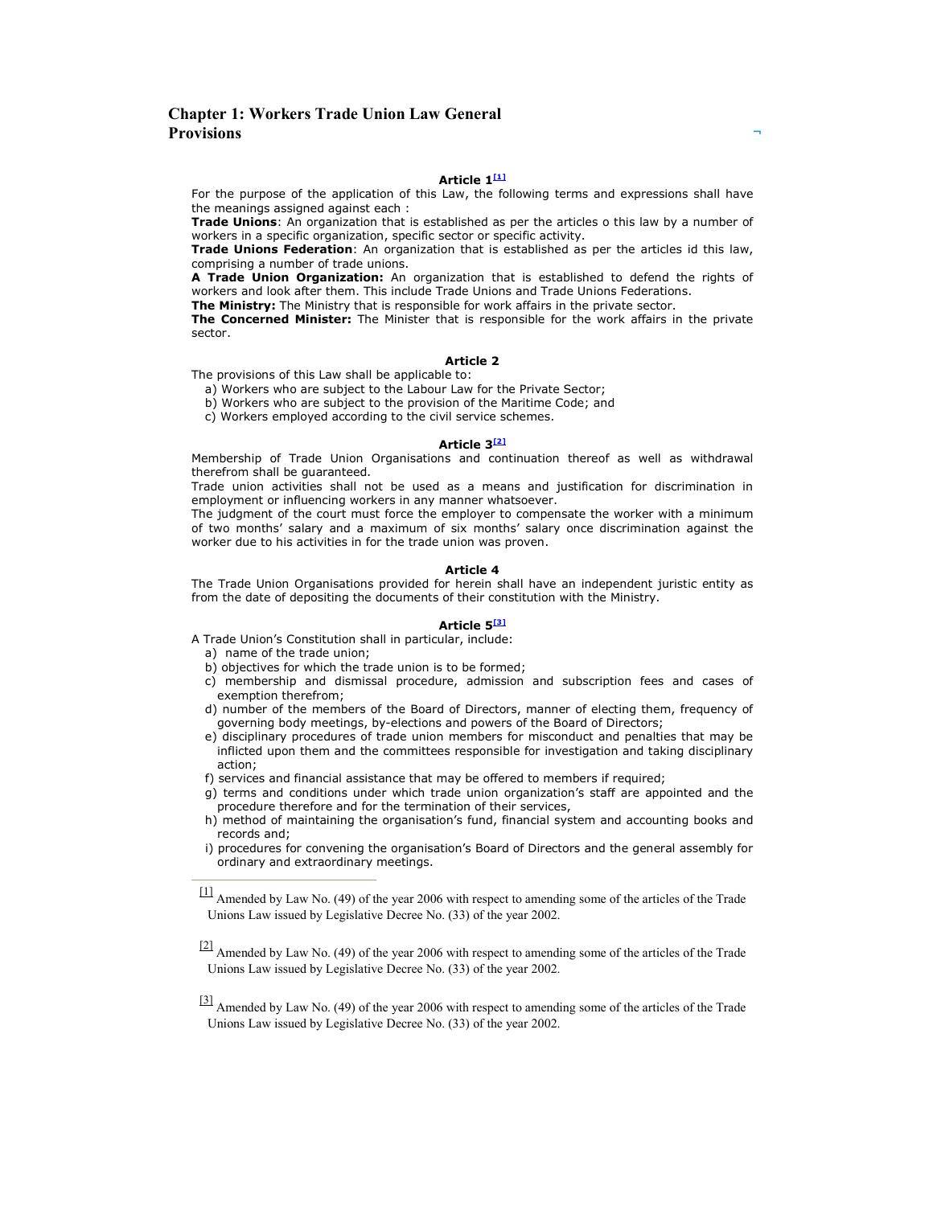# Chapter 1: Workers Trade Union Law General Provisions

### Article 1[1]

For the purpose of the application of this Law, the following terms and expressions shall have the meanings assigned against each :

**Trade Unions**: An organization that is established as per the articles o this law by a number of workers in a specific organization, specific sector or specific activity.

**Trade Unions Federation**: An organization that is established as per the articles id this law, comprising a number of trade unions.

**A Trade Union Organization:** An organization that is established to defend the rights of workers and look after them. This include Trade Unions and Trade Unions Federations.

**The Ministry:** The Ministry that is responsible for work affairs in the private sector.

**The Concerned Minister:** The Minister that is responsible for the work affairs in the private sector.

### Article 2

The provisions of this Law shall be applicable to:

a) Workers who are subject to the Labour Law for the Private Sector;
b) Workers who are subject to the provision of the Maritime Code; and
c) Workers employed according to the civil service schemes.

### Article 3[2]

Membership of Trade Union Organisations and continuation thereof as well as withdrawal therefrom shall be guaranteed.

Trade union activities shall not be used as a means and justification for discrimination in employment or influencing workers in any manner whatsoever.

The judgment of the court must force the employer to compensate the worker with a minimum of two months' salary and a maximum of six months' salary once discrimination against the worker due to his activities in for the trade union was proven.

### Article 4

The Trade Union Organisations provided for herein shall have an independent juristic entity as from the date of depositing the documents of their constitution with the Ministry.

### Article 5[3]

A Trade Union's Constitution shall in particular, include:

a) name of the trade union;
b) objectives for which the trade union is to be formed;
c) membership and dismissal procedure, admission and subscription fees and cases of exemption therefrom;
d) number of the members of the Board of Directors, manner of electing them, frequency of governing body meetings, by-elections and powers of the Board of Directors;
e) disciplinary procedures of trade union members for misconduct and penalties that may be inflicted upon them and the committees responsible for investigation and taking disciplinary action;
f) services and financial assistance that may be offered to members if required;
g) terms and conditions under which trade union organization's staff are appointed and the procedure therefore and for the termination of their services,
h) method of maintaining the organisation's fund, financial system and accounting books and records and;
i) procedures for convening the organisation's Board of Directors and the general assembly for ordinary and extraordinary meetings.

---

[1] Amended by Law No. (49) of the year 2006 with respect to amending some of the articles of the Trade Unions Law issued by Legislative Decree No. (33) of the year 2002.

[2] Amended by Law No. (49) of the year 2006 with respect to amending some of the articles of the Trade Unions Law issued by Legislative Decree No. (33) of the year 2002.

[3] Amended by Law No. (49) of the year 2006 with respect to amending some of the articles of the Trade Unions Law issued by Legislative Decree No. (33) of the year 2002.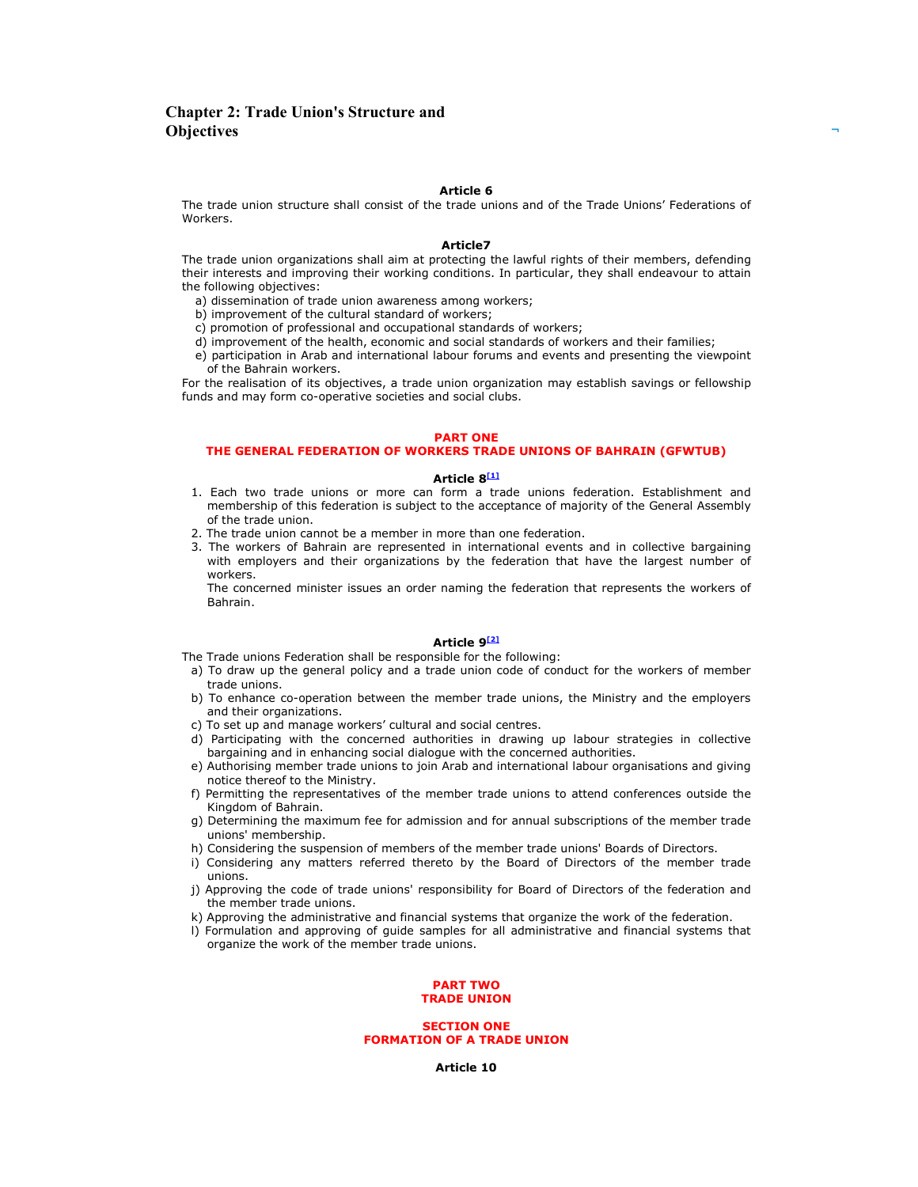## Chapter 2: Trade Union's Structure and Objectives

**Article 6**

The trade union structure shall consist of the trade unions and of the Trade Unions' Federations of Workers.

**Article7**

The trade union organizations shall aim at protecting the lawful rights of their members, defending their interests and improving their working conditions. In particular, they shall endeavour to attain the following objectives:

a) dissemination of trade union awareness among workers;
b) improvement of the cultural standard of workers;
c) promotion of professional and occupational standards of workers;
d) improvement of the health, economic and social standards of workers and their families;
e) participation in Arab and international labour forums and events and presenting the viewpoint of the Bahrain workers.

For the realisation of its objectives, a trade union organization may establish savings or fellowship funds and may form co-operative societies and social clubs.

### PART ONE
### THE GENERAL FEDERATION OF WORKERS TRADE UNIONS OF BAHRAIN (GFWTUB)

**Article 8[1]**

1. Each two trade unions or more can form a trade unions federation. Establishment and membership of this federation is subject to the acceptance of majority of the General Assembly of the trade union.
2. The trade union cannot be a member in more than one federation.
3. The workers of Bahrain are represented in international events and in collective bargaining with employers and their organizations by the federation that have the largest number of workers.
   The concerned minister issues an order naming the federation that represents the workers of Bahrain.

**Article 9[2]**

The Trade unions Federation shall be responsible for the following:

a) To draw up the general policy and a trade union code of conduct for the workers of member trade unions.
b) To enhance co-operation between the member trade unions, the Ministry and the employers and their organizations.
c) To set up and manage workers' cultural and social centres.
d) Participating with the concerned authorities in drawing up labour strategies in collective bargaining and in enhancing social dialogue with the concerned authorities.
e) Authorising member trade unions to join Arab and international labour organisations and giving notice thereof to the Ministry.
f) Permitting the representatives of the member trade unions to attend conferences outside the Kingdom of Bahrain.
g) Determining the maximum fee for admission and for annual subscriptions of the member trade unions' membership.
h) Considering the suspension of members of the member trade unions' Boards of Directors.
i) Considering any matters referred thereto by the Board of Directors of the member trade unions.
j) Approving the code of trade unions' responsibility for Board of Directors of the federation and the member trade unions.
k) Approving the administrative and financial systems that organize the work of the federation.
l) Formulation and approving of guide samples for all administrative and financial systems that organize the work of the member trade unions.

### PART TWO
### TRADE UNION

#### SECTION ONE
#### FORMATION OF A TRADE UNION

**Article 10**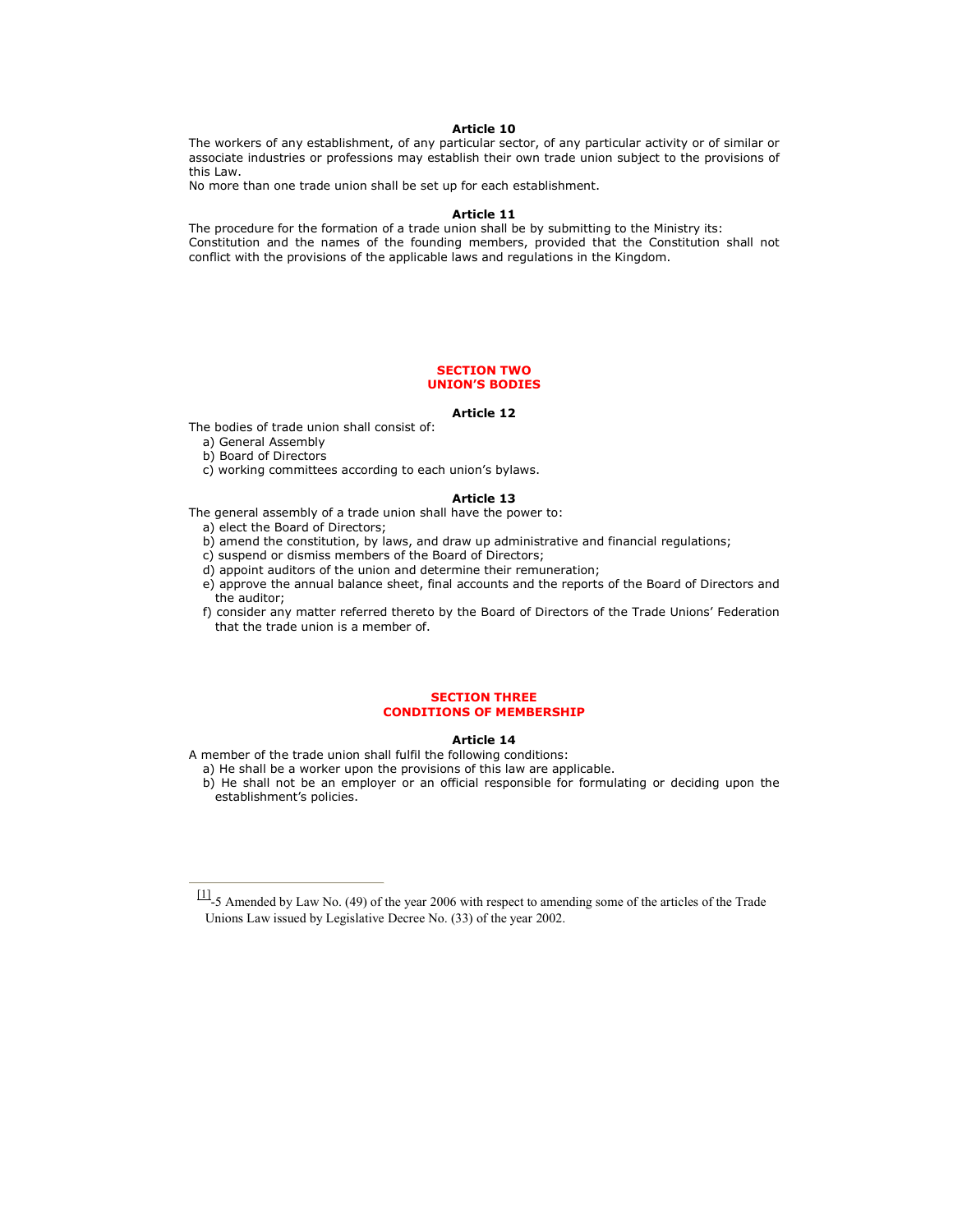### Article 10

The workers of any establishment, of any particular sector, of any particular activity or of similar or associate industries or professions may establish their own trade union subject to the provisions of this Law.

No more than one trade union shall be set up for each establishment.

### Article 11

The procedure for the formation of a trade union shall be by submitting to the Ministry its: Constitution and the names of the founding members, provided that the Constitution shall not conflict with the provisions of the applicable laws and regulations in the Kingdom.

## SECTION TWO
## UNION'S BODIES

### Article 12

The bodies of trade union shall consist of:

a) General Assembly
b) Board of Directors
c) working committees according to each union's bylaws.

### Article 13

The general assembly of a trade union shall have the power to:

a) elect the Board of Directors;
b) amend the constitution, by laws, and draw up administrative and financial regulations;
c) suspend or dismiss members of the Board of Directors;
d) appoint auditors of the union and determine their remuneration;
e) approve the annual balance sheet, final accounts and the reports of the Board of Directors and the auditor;
f) consider any matter referred thereto by the Board of Directors of the Trade Unions' Federation that the trade union is a member of.

## SECTION THREE
## CONDITIONS OF MEMBERSHIP

### Article 14

A member of the trade union shall fulfil the following conditions:

a) He shall be a worker upon the provisions of this law are applicable.
b) He shall not be an employer or an official responsible for formulating or deciding upon the establishment's policies.

---

[1] -5 Amended by Law No. (49) of the year 2006 with respect to amending some of the articles of the Trade Unions Law issued by Legislative Decree No. (33) of the year 2002.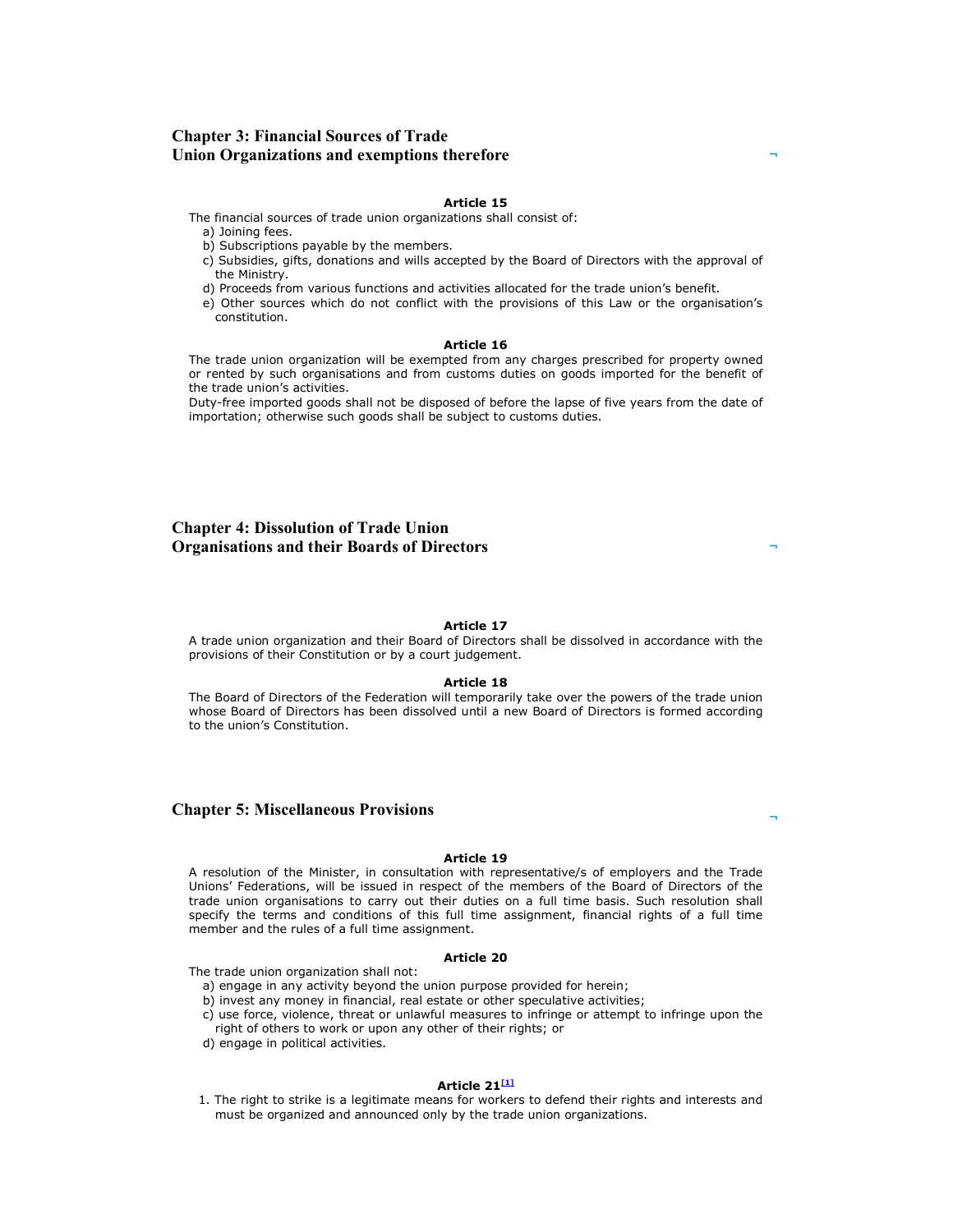## Chapter 3: Financial Sources of Trade Union Organizations and exemptions therefore

### Article 15

The financial sources of trade union organizations shall consist of:

a) Joining fees.
b) Subscriptions payable by the members.
c) Subsidies, gifts, donations and wills accepted by the Board of Directors with the approval of the Ministry.
d) Proceeds from various functions and activities allocated for the trade union's benefit.
e) Other sources which do not conflict with the provisions of this Law or the organisation's constitution.

### Article 16

The trade union organization will be exempted from any charges prescribed for property owned or rented by such organisations and from customs duties on goods imported for the benefit of the trade union's activities.

Duty-free imported goods shall not be disposed of before the lapse of five years from the date of importation; otherwise such goods shall be subject to customs duties.

## Chapter 4: Dissolution of Trade Union Organisations and their Boards of Directors

### Article 17

A trade union organization and their Board of Directors shall be dissolved in accordance with the provisions of their Constitution or by a court judgement.

### Article 18

The Board of Directors of the Federation will temporarily take over the powers of the trade union whose Board of Directors has been dissolved until a new Board of Directors is formed according to the union's Constitution.

## Chapter 5: Miscellaneous Provisions

### Article 19

A resolution of the Minister, in consultation with representative/s of employers and the Trade Unions' Federations, will be issued in respect of the members of the Board of Directors of the trade union organisations to carry out their duties on a full time basis. Such resolution shall specify the terms and conditions of this full time assignment, financial rights of a full time member and the rules of a full time assignment.

### Article 20

The trade union organization shall not:

a) engage in any activity beyond the union purpose provided for herein;
b) invest any money in financial, real estate or other speculative activities;
c) use force, violence, threat or unlawful measures to infringe or attempt to infringe upon the right of others to work or upon any other of their rights; or
d) engage in political activities.

### Article 21[1]

1. The right to strike is a legitimate means for workers to defend their rights and interests and must be organized and announced only by the trade union organizations.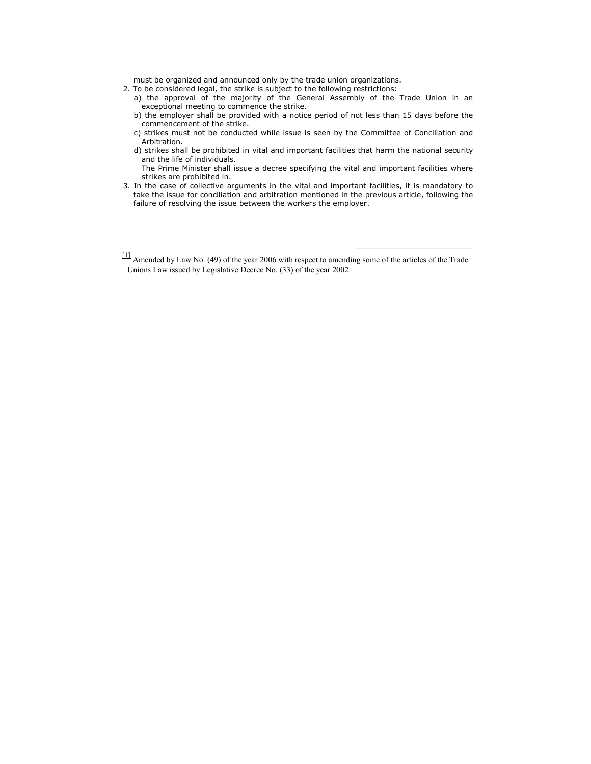must be organized and announced only by the trade union organizations.

2. To be considered legal, the strike is subject to the following restrictions:
   a) the approval of the majority of the General Assembly of the Trade Union in an exceptional meeting to commence the strike.
   b) the employer shall be provided with a notice period of not less than 15 days before the commencement of the strike.
   c) strikes must not be conducted while issue is seen by the Committee of Conciliation and Arbitration.
   d) strikes shall be prohibited in vital and important facilities that harm the national security and the life of individuals.
   The Prime Minister shall issue a decree specifying the vital and important facilities where strikes are prohibited in.
3. In the case of collective arguments in the vital and important facilities, it is mandatory to take the issue for conciliation and arbitration mentioned in the previous article, following the failure of resolving the issue between the workers the employer.

---

[1] Amended by Law No. (49) of the year 2006 with respect to amending some of the articles of the Trade Unions Law issued by Legislative Decree No. (33) of the year 2002.